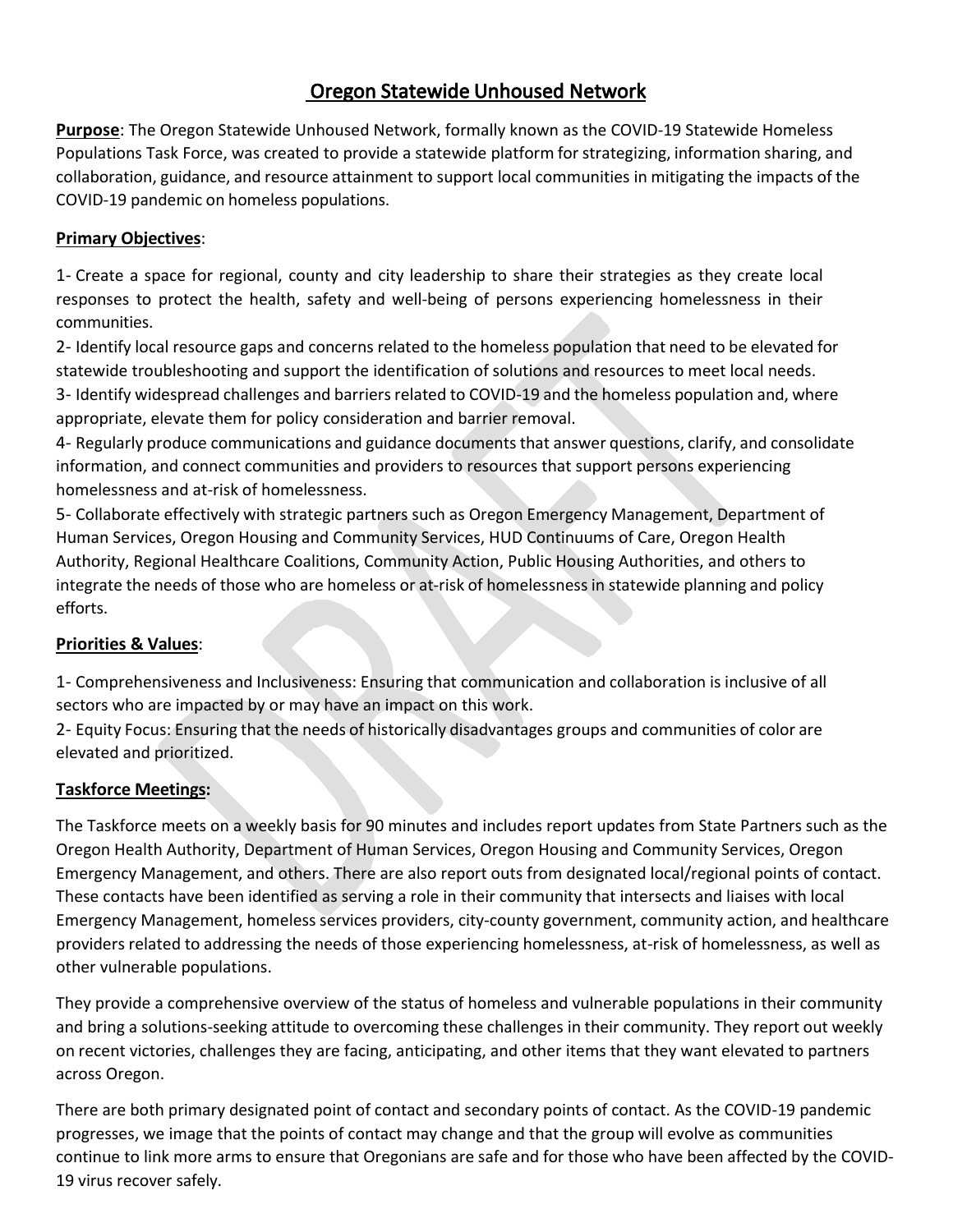# Oregon Statewide Unhoused Network

**Purpose**: The Oregon Statewide Unhoused Network, formally known as the COVID-19 Statewide Homeless Populations Task Force, was created to provide a statewide platform for strategizing, information sharing, and collaboration, guidance, and resource attainment to support local communities in mitigating the impacts of the COVID-19 pandemic on homeless populations.

**Primary Objectives**:

1- Create a space for regional, county and city leadership to share their strategies as they create local responses to protect the health, safety and well-being of persons experiencing homelessness in their communities.
2- Identify local resource gaps and concerns related to the homeless population that need to be elevated for statewide troubleshooting and support the identification of solutions and resources to meet local needs.
3- Identify widespread challenges and barriers related to COVID-19 and the homeless population and, where appropriate, elevate them for policy consideration and barrier removal.
4- Regularly produce communications and guidance documents that answer questions, clarify, and consolidate information, and connect communities and providers to resources that support persons experiencing homelessness and at-risk of homelessness.
5- Collaborate effectively with strategic partners such as Oregon Emergency Management, Department of Human Services, Oregon Housing and Community Services, HUD Continuums of Care, Oregon Health Authority, Regional Healthcare Coalitions, Community Action, Public Housing Authorities, and others to integrate the needs of those who are homeless or at-risk of homelessness in statewide planning and policy efforts.

**Priorities & Values**:

1- Comprehensiveness and Inclusiveness: Ensuring that communication and collaboration is inclusive of all sectors who are impacted by or may have an impact on this work.
2- Equity Focus: Ensuring that the needs of historically disadvantages groups and communities of color are elevated and prioritized.

**Taskforce Meetings:**

The Taskforce meets on a weekly basis for 90 minutes and includes report updates from State Partners such as the Oregon Health Authority, Department of Human Services, Oregon Housing and Community Services, Oregon Emergency Management, and others. There are also report outs from designated local/regional points of contact. These contacts have been identified as serving a role in their community that intersects and liaises with local Emergency Management, homeless services providers, city-county government, community action, and healthcare providers related to addressing the needs of those experiencing homelessness, at-risk of homelessness, as well as other vulnerable populations.

They provide a comprehensive overview of the status of homeless and vulnerable populations in their community and bring a solutions-seeking attitude to overcoming these challenges in their community. They report out weekly on recent victories, challenges they are facing, anticipating, and other items that they want elevated to partners across Oregon.

There are both primary designated point of contact and secondary points of contact. As the COVID-19 pandemic progresses, we image that the points of contact may change and that the group will evolve as communities continue to link more arms to ensure that Oregonians are safe and for those who have been affected by the COVID-19 virus recover safely.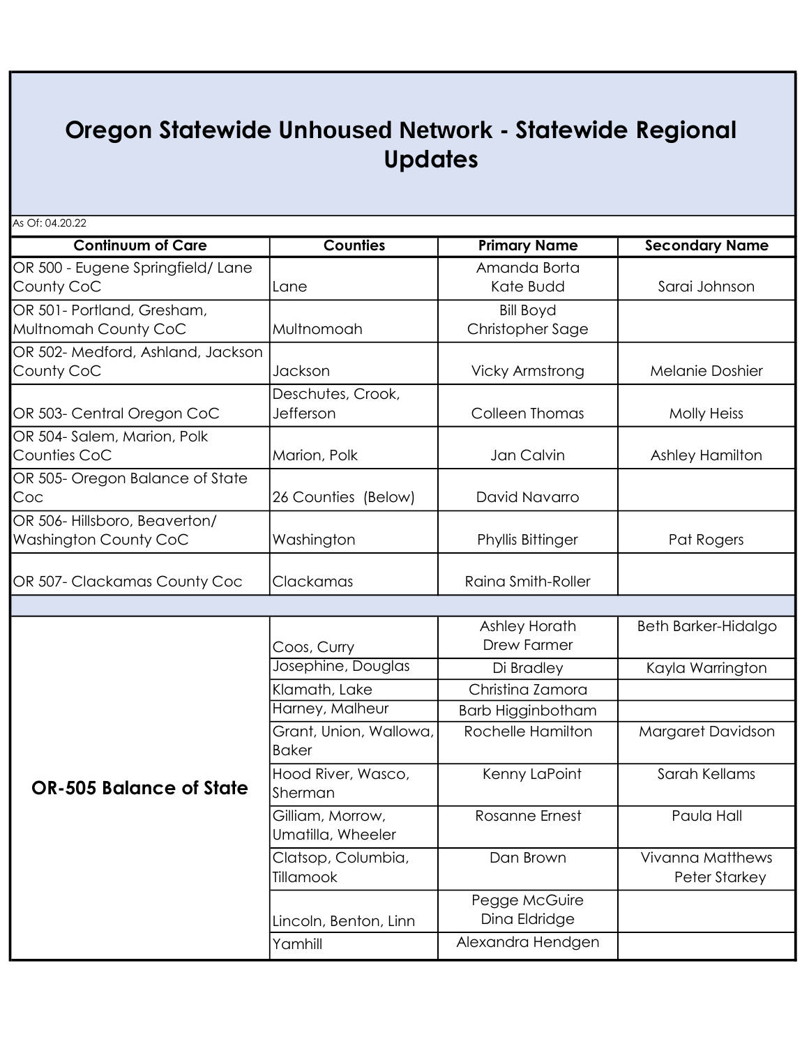# Oregon Statewide Unhoused Network - Statewide Regional Updates

As Of: 04.20.22

| Continuum of Care | Counties | Primary Name | Secondary Name |
|---|---|---|---|
| OR 500 - Eugene Springfield/ Lane County CoC | Lane | Amanda Borta<br>Kate Budd | Sarai Johnson |
| OR 501- Portland, Gresham, Multnomah County CoC | Multnomoah | Bill Boyd<br>Christopher Sage | |
| OR 502- Medford, Ashland, Jackson County CoC | Jackson | Vicky Armstrong | Melanie Doshier |
| OR 503- Central Oregon CoC | Deschutes, Crook, Jefferson | Colleen Thomas | Molly Heiss |
| OR 504- Salem, Marion, Polk Counties CoC | Marion, Polk | Jan Calvin | Ashley Hamilton |
| OR 505- Oregon Balance of State Coc | 26 Counties (Below) | David Navarro | |
| OR 506- Hillsboro, Beaverton/ Washington County CoC | Washington | Phyllis Bittinger | Pat Rogers |
| OR 507- Clackamas County Coc | Clackamas | Raina Smith-Roller | |
| | | | |
| **OR-505 Balance of State** | Coos, Curry | Ashley Horath<br>Drew Farmer | Beth Barker-Hidalgo |
| | Josephine, Douglas | Di Bradley | Kayla Warrington |
| | Klamath, Lake | Christina Zamora | |
| | Harney, Malheur | Barb Higginbotham | |
| | Grant, Union, Wallowa, Baker | Rochelle Hamilton | Margaret Davidson |
| | Hood River, Wasco, Sherman | Kenny LaPoint | Sarah Kellams |
| | Gilliam, Morrow, Umatilla, Wheeler | Rosanne Ernest | Paula Hall |
| | Clatsop, Columbia, Tillamook | Dan Brown | Vivanna Matthews<br>Peter Starkey |
| | Lincoln, Benton, Linn | Pegge McGuire<br>Dina Eldridge | |
| | Yamhill | Alexandra Hendgen | |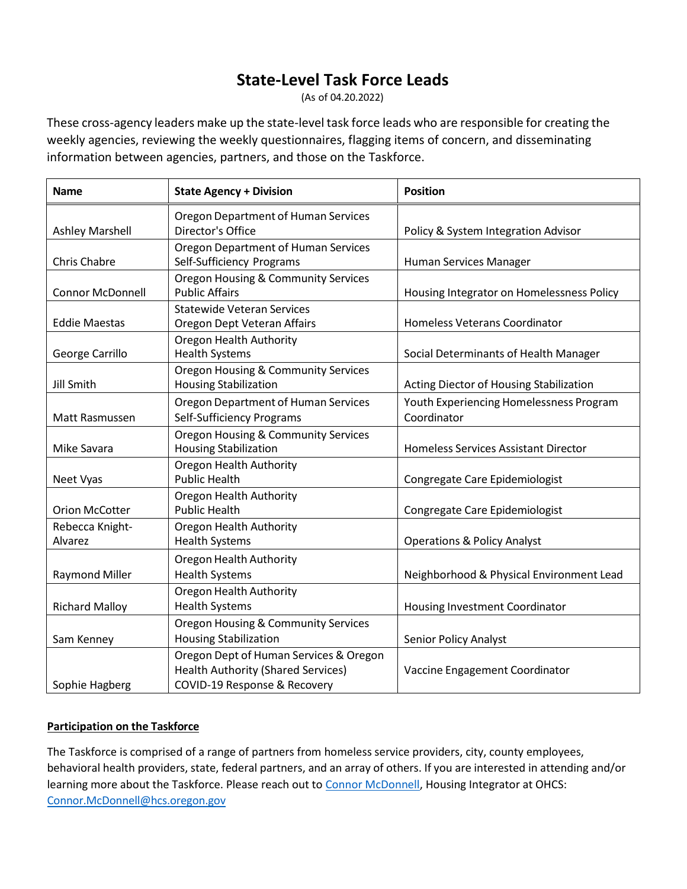# State-Level Task Force Leads

(As of 04.20.2022)

These cross-agency leaders make up the state-level task force leads who are responsible for creating the weekly agencies, reviewing the weekly questionnaires, flagging items of concern, and disseminating information between agencies, partners, and those on the Taskforce.

| Name | State Agency + Division | Position |
|---|---|---|
| Ashley Marshell | Oregon Department of Human Services Director's Office | Policy & System Integration Advisor |
| Chris Chabre | Oregon Department of Human Services Self-Sufficiency Programs | Human Services Manager |
| Connor McDonnell | Oregon Housing & Community Services Public Affairs | Housing Integrator on Homelessness Policy |
| Eddie Maestas | Statewide Veteran Services Oregon Dept Veteran Affairs | Homeless Veterans Coordinator |
| George Carrillo | Oregon Health Authority Health Systems | Social Determinants of Health Manager |
| Jill Smith | Oregon Housing & Community Services Housing Stabilization | Acting Director of Housing Stabilization |
| Matt Rasmussen | Oregon Department of Human Services Self-Sufficiency Programs | Youth Experiencing Homelessness Program Coordinator |
| Mike Savara | Oregon Housing & Community Services Housing Stabilization | Homeless Services Assistant Director |
| Neet Vyas | Oregon Health Authority Public Health | Congregate Care Epidemiologist |
| Orion McCotter | Oregon Health Authority Public Health | Congregate Care Epidemiologist |
| Rebecca Knight-Alvarez | Oregon Health Authority Health Systems | Operations & Policy Analyst |
| Raymond Miller | Oregon Health Authority Health Systems | Neighborhood & Physical Environment Lead |
| Richard Malloy | Oregon Health Authority Health Systems | Housing Investment Coordinator |
| Sam Kenney | Oregon Housing & Community Services Housing Stabilization | Senior Policy Analyst |
| Sophie Hagberg | Oregon Dept of Human Services & Oregon Health Authority (Shared Services) COVID-19 Response & Recovery | Vaccine Engagement Coordinator |

**Participation on the Taskforce**

The Taskforce is comprised of a range of partners from homeless service providers, city, county employees, behavioral health providers, state, federal partners, and an array of others. If you are interested in attending and/or learning more about the Taskforce. Please reach out to Connor McDonnell, Housing Integrator at OHCS: Connor.McDonnell@hcs.oregon.gov